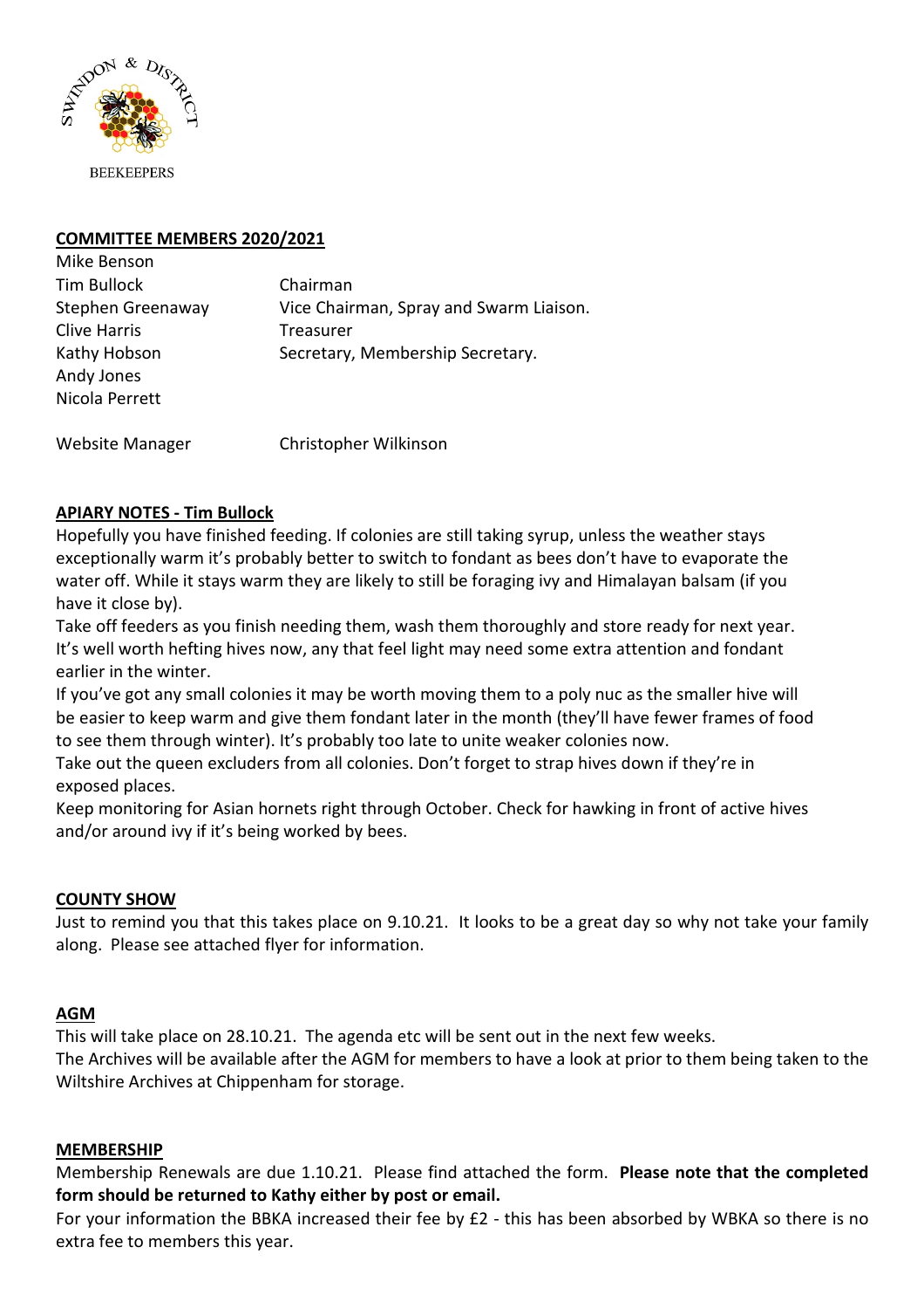SWINDON & DISTRICT BEEKEEPERS

## COMMITTEE MEMBERS 2020/2021

| | |
|---|---|
| Mike Benson | |
| Tim Bullock | Chairman |
| Stephen Greenaway | Vice Chairman, Spray and Swarm Liaison. |
| Clive Harris | Treasurer |
| Kathy Hobson | Secretary, Membership Secretary. |
| Andy Jones | |
| Nicola Perrett | |
| | |
| Website Manager | Christopher Wilkinson |

## APIARY NOTES - Tim Bullock

Hopefully you have finished feeding. If colonies are still taking syrup, unless the weather stays exceptionally warm it's probably better to switch to fondant as bees don't have to evaporate the water off. While it stays warm they are likely to still be foraging ivy and Himalayan balsam (if you have it close by).

Take off feeders as you finish needing them, wash them thoroughly and store ready for next year.

It's well worth hefting hives now, any that feel light may need some extra attention and fondant earlier in the winter.

If you've got any small colonies it may be worth moving them to a poly nuc as the smaller hive will be easier to keep warm and give them fondant later in the month (they'll have fewer frames of food to see them through winter). It's probably too late to unite weaker colonies now.

Take out the queen excluders from all colonies. Don't forget to strap hives down if they're in exposed places.

Keep monitoring for Asian hornets right through October. Check for hawking in front of active hives and/or around ivy if it's being worked by bees.

## COUNTY SHOW

Just to remind you that this takes place on 9.10.21. It looks to be a great day so why not take your family along. Please see attached flyer for information.

## AGM

This will take place on 28.10.21. The agenda etc will be sent out in the next few weeks.

The Archives will be available after the AGM for members to have a look at prior to them being taken to the Wiltshire Archives at Chippenham for storage.

## MEMBERSHIP

Membership Renewals are due 1.10.21. Please find attached the form. **Please note that the completed form should be returned to Kathy either by post or email.**

For your information the BBKA increased their fee by £2 - this has been absorbed by WBKA so there is no extra fee to members this year.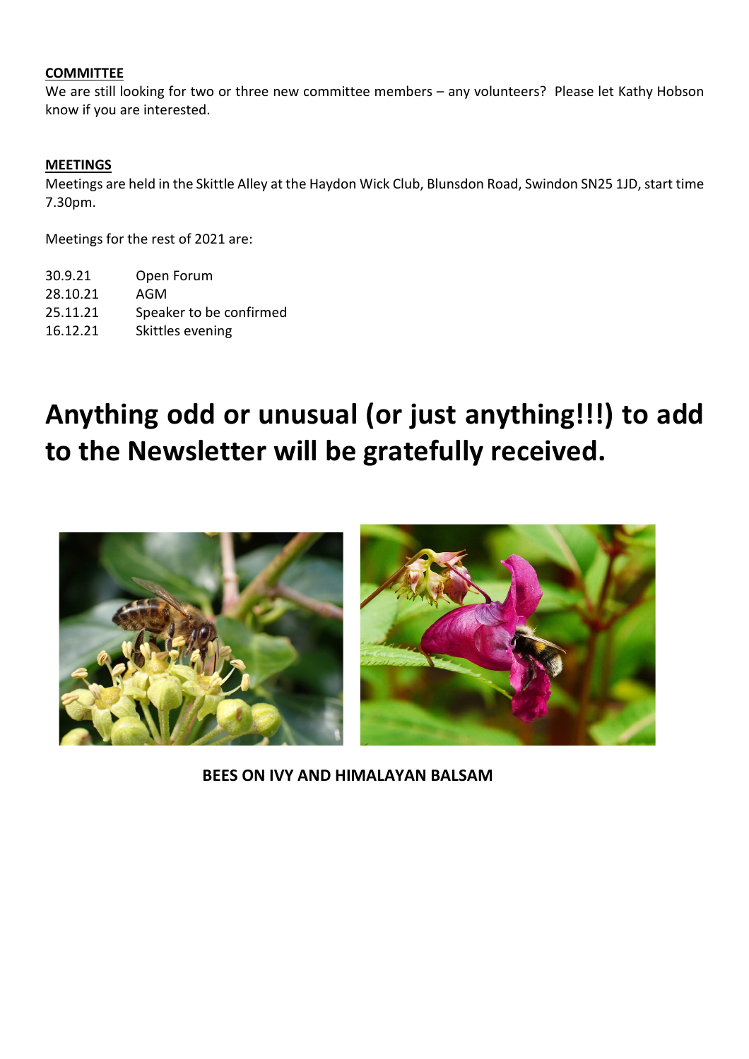**COMMITTEE**

We are still looking for two or three new committee members – any volunteers? Please let Kathy Hobson know if you are interested.

**MEETINGS**

Meetings are held in the Skittle Alley at the Haydon Wick Club, Blunsdon Road, Swindon SN25 1JD, start time 7.30pm.

Meetings for the rest of 2021 are:

| | |
|---|---|
| 30.9.21 | Open Forum |
| 28.10.21 | AGM |
| 25.11.21 | Speaker to be confirmed |
| 16.12.21 | Skittles evening |

# Anything odd or unusual (or just anything!!!) to add to the Newsletter will be gratefully received.

**BEES ON IVY AND HIMALAYAN BALSAM**